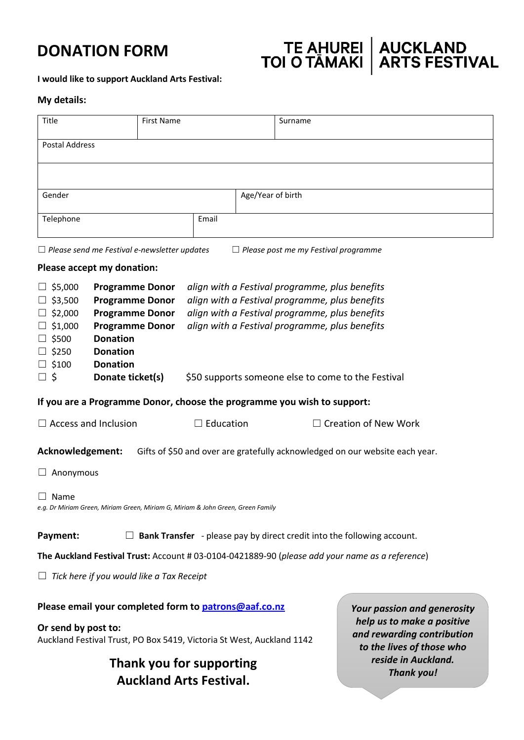# DONATION FORM

TE AHUREI TOI O TĀMAKI | AUCKLAND ARTS FESTIVAL

**I would like to support Auckland Arts Festival:**

**My details:**

| Title | First Name | Surname |
|---|---|---|
| Postal Address | | |
| | | |
| Gender | Age/Year of birth | |
| Telephone | Email | |

☐ *Please send me Festival e-newsletter updates* ☐ *Please post me my Festival programme*

**Please accept my donation:**

☐ $5,000 **Programme Donor** *align with a Festival programme, plus benefits*
☐ $3,500 **Programme Donor** *align with a Festival programme, plus benefits*
☐ $2,000 **Programme Donor** *align with a Festival programme, plus benefits*
☐ $1,000 **Programme Donor** *align with a Festival programme, plus benefits*
☐ $500 **Donation**
☐ $250 **Donation**
☐ $100 **Donation**
☐ $ **Donate ticket(s)** $50 supports someone else to come to the Festival

**If you are a Programme Donor, choose the programme you wish to support:**

☐ Access and Inclusion ☐ Education ☐ Creation of New Work

**Acknowledgement:** Gifts of $50 and over are gratefully acknowledged on our website each year.

☐ Anonymous

☐ Name
*e.g. Dr Miriam Green, Miriam Green, Miriam G, Miriam & John Green, Green Family*

**Payment:** ☐ **Bank Transfer** - please pay by direct credit into the following account.

**The Auckland Festival Trust:** Account # 03-0104-0421889-90 (*please add your name as a reference*)

☐ *Tick here if you would like a Tax Receipt*

**Please email your completed form to patrons@aaf.co.nz**

**Or send by post to:**
Auckland Festival Trust, PO Box 5419, Victoria St West, Auckland 1142

**Thank you for supporting Auckland Arts Festival.**

***Your passion and generosity help us to make a positive and rewarding contribution to the lives of those who reside in Auckland. Thank you!***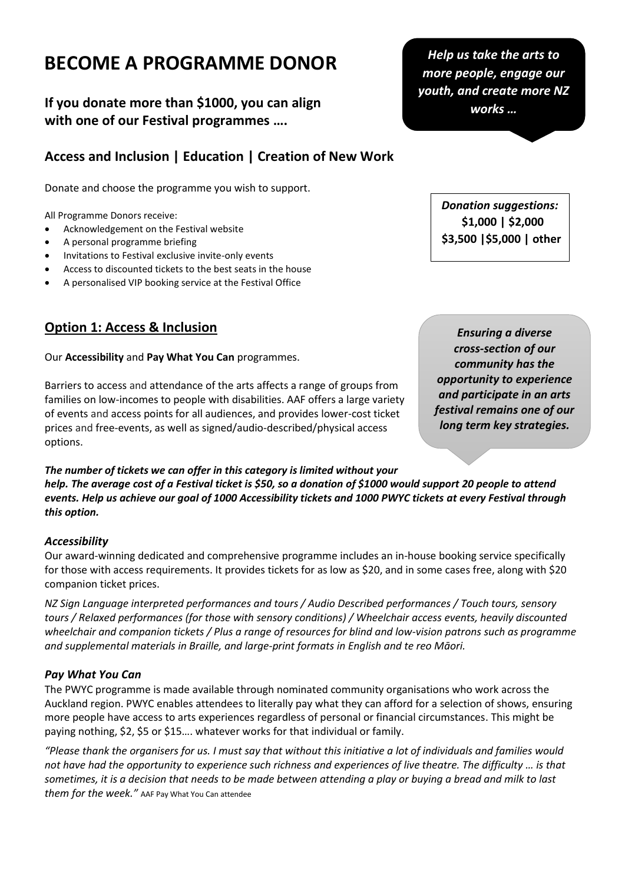# BECOME A PROGRAMME DONOR

*Help us take the arts to more people, engage our youth, and create more NZ works …*

**If you donate more than $1000, you can align with one of our Festival programmes ….**

## Access and Inclusion | Education | Creation of New Work

Donate and choose the programme you wish to support.

*Donation suggestions:*
**$1,000 | $2,000 $3,500 |$5,000 | other**

All Programme Donors receive:

- Acknowledgement on the Festival website
- A personal programme briefing
- Invitations to Festival exclusive invite-only events
- Access to discounted tickets to the best seats in the house
- A personalised VIP booking service at the Festival Office

## Option 1: Access & Inclusion

Our **Accessibility** and **Pay What You Can** programmes.

*Ensuring a diverse cross-section of our community has the opportunity to experience and participate in an arts festival remains one of our long term key strategies.*

Barriers to access and attendance of the arts affects a range of groups from families on low-incomes to people with disabilities. AAF offers a large variety of events and access points for all audiences, and provides lower-cost ticket prices and free-events, as well as signed/audio-described/physical access options.

***The number of tickets we can offer in this category is limited without your help. The average cost of a Festival ticket is $50, so a donation of $1000 would support 20 people to attend events. Help us achieve our goal of 1000 Accessibility tickets and 1000 PWYC tickets at every Festival through this option.***

### *Accessibility*

Our award-winning dedicated and comprehensive programme includes an in-house booking service specifically for those with access requirements. It provides tickets for as low as $20, and in some cases free, along with $20 companion ticket prices.

*NZ Sign Language interpreted performances and tours / Audio Described performances / Touch tours, sensory tours / Relaxed performances (for those with sensory conditions) / Wheelchair access events, heavily discounted wheelchair and companion tickets / Plus a range of resources for blind and low-vision patrons such as programme and supplemental materials in Braille, and large-print formats in English and te reo Māori.*

### *Pay What You Can*

The PWYC programme is made available through nominated community organisations who work across the Auckland region. PWYC enables attendees to literally pay what they can afford for a selection of shows, ensuring more people have access to arts experiences regardless of personal or financial circumstances. This might be paying nothing, $2, $5 or $15…. whatever works for that individual or family.

*"Please thank the organisers for us. I must say that without this initiative a lot of individuals and families would not have had the opportunity to experience such richness and experiences of live theatre. The difficulty … is that sometimes, it is a decision that needs to be made between attending a play or buying a bread and milk to last them for the week."* AAF Pay What You Can attendee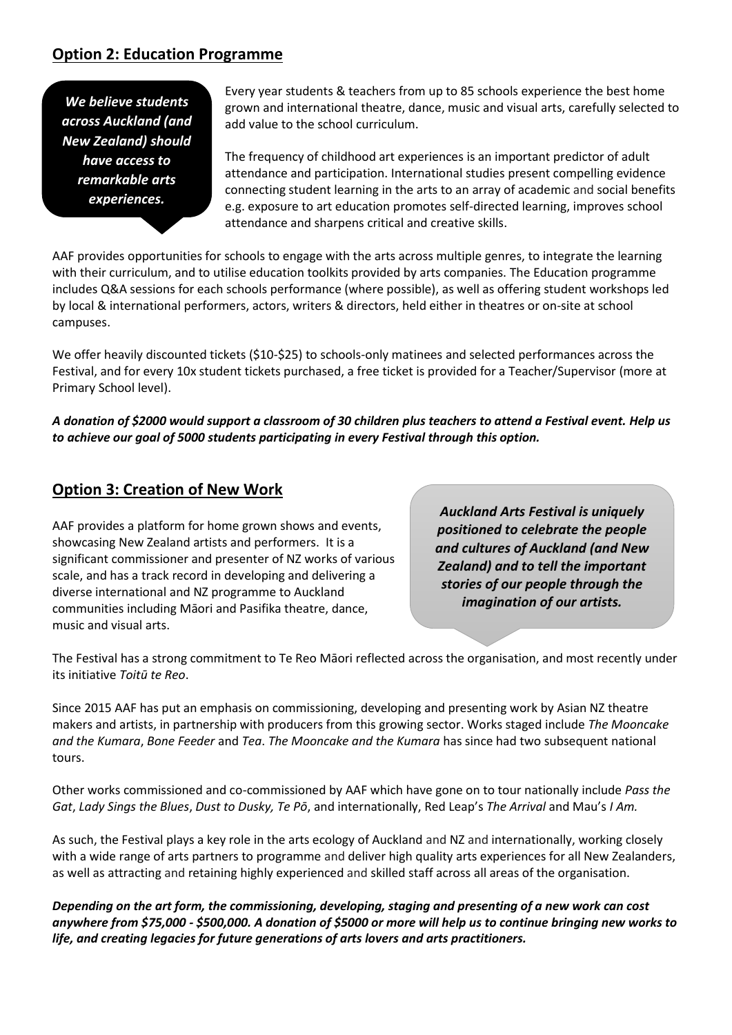## Option 2: Education Programme

***We believe students across Auckland (and New Zealand) should have access to remarkable arts experiences.***

Every year students & teachers from up to 85 schools experience the best home grown and international theatre, dance, music and visual arts, carefully selected to add value to the school curriculum.

The frequency of childhood art experiences is an important predictor of adult attendance and participation. International studies present compelling evidence connecting student learning in the arts to an array of academic and social benefits e.g. exposure to art education promotes self-directed learning, improves school attendance and sharpens critical and creative skills.

AAF provides opportunities for schools to engage with the arts across multiple genres, to integrate the learning with their curriculum, and to utilise education toolkits provided by arts companies. The Education programme includes Q&A sessions for each schools performance (where possible), as well as offering student workshops led by local & international performers, actors, writers & directors, held either in theatres or on-site at school campuses.

We offer heavily discounted tickets ($10-$25) to schools-only matinees and selected performances across the Festival, and for every 10x student tickets purchased, a free ticket is provided for a Teacher/Supervisor (more at Primary School level).

***A donation of $2000 would support a classroom of 30 children plus teachers to attend a Festival event. Help us to achieve our goal of 5000 students participating in every Festival through this option.***

## Option 3: Creation of New Work

AAF provides a platform for home grown shows and events, showcasing New Zealand artists and performers. It is a significant commissioner and presenter of NZ works of various scale, and has a track record in developing and delivering a diverse international and NZ programme to Auckland communities including Māori and Pasifika theatre, dance, music and visual arts.

***Auckland Arts Festival is uniquely positioned to celebrate the people and cultures of Auckland (and New Zealand) and to tell the important stories of our people through the imagination of our artists.***

The Festival has a strong commitment to Te Reo Māori reflected across the organisation, and most recently under its initiative *Toitū te Reo*.

Since 2015 AAF has put an emphasis on commissioning, developing and presenting work by Asian NZ theatre makers and artists, in partnership with producers from this growing sector. Works staged include *The Mooncake and the Kumara*, *Bone Feeder* and *Tea*. *The Mooncake and the Kumara* has since had two subsequent national tours.

Other works commissioned and co-commissioned by AAF which have gone on to tour nationally include *Pass the Gat*, *Lady Sings the Blues*, *Dust to Dusky, Te Pō*, and internationally, Red Leap's *The Arrival* and Mau's *I Am.*

As such, the Festival plays a key role in the arts ecology of Auckland and NZ and internationally, working closely with a wide range of arts partners to programme and deliver high quality arts experiences for all New Zealanders, as well as attracting and retaining highly experienced and skilled staff across all areas of the organisation.

***Depending on the art form, the commissioning, developing, staging and presenting of a new work can cost anywhere from $75,000 - $500,000. A donation of $5000 or more will help us to continue bringing new works to life, and creating legacies for future generations of arts lovers and arts practitioners.***